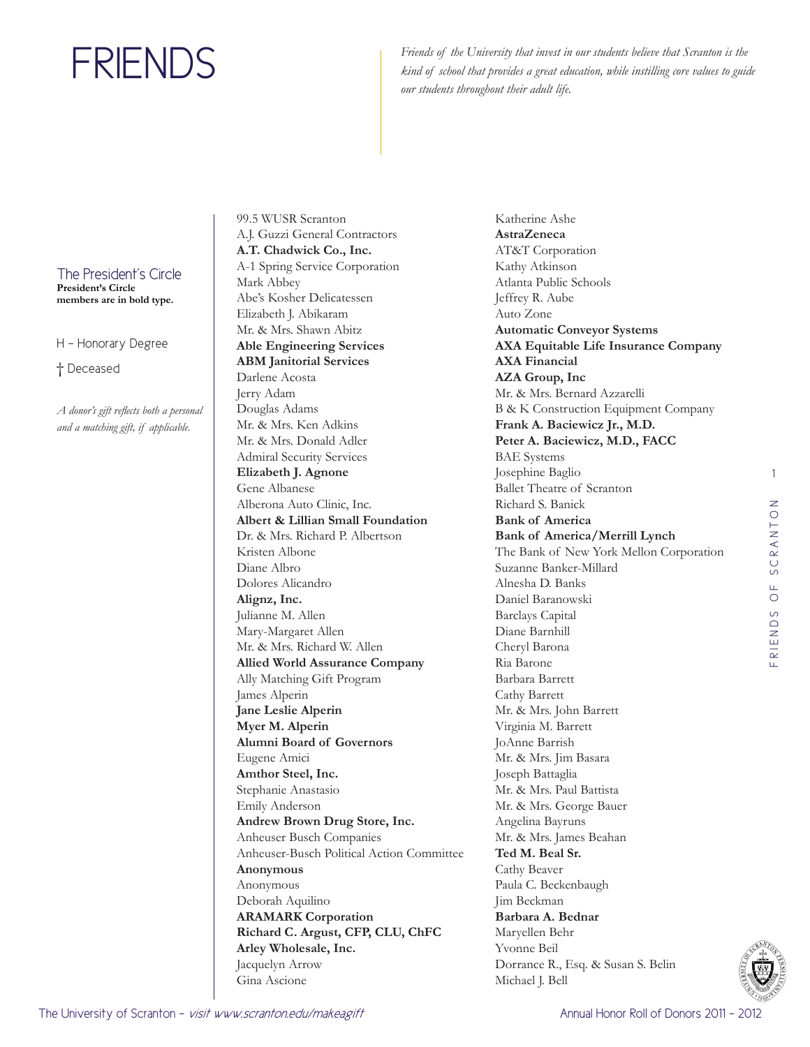# FRIENDS

*Friends of the University that invest in our students believe that Scranton is the kind of school that provides a great education, while instilling core values to guide our students throughout their adult life.*

## The President's Circle

**President's Circle members are in bold type.**

H – Honorary Degree

† Deceased

*A donor's gift reflects both a personal and a matching gift, if applicable.*

99.5 WUSR Scranton
A.J. Guzzi General Contractors
**A.T. Chadwick Co., Inc.**
A-1 Spring Service Corporation
Mark Abbey
Abe's Kosher Delicatessen
Elizabeth J. Abikaram
Mr. & Mrs. Shawn Abitz
**Able Engineering Services**
**ABM Janitorial Services**
Darlene Acosta
Jerry Adam
Douglas Adams
Mr. & Mrs. Ken Adkins
Mr. & Mrs. Donald Adler
Admiral Security Services
**Elizabeth J. Agnone**
Gene Albanese
Alberona Auto Clinic, Inc.
**Albert & Lillian Small Foundation**
Dr. & Mrs. Richard P. Albertson
Kristen Albone
Diane Albro
Dolores Alicandro
**Alignz, Inc.**
Julianne M. Allen
Mary-Margaret Allen
Mr. & Mrs. Richard W. Allen
**Allied World Assurance Company**
Ally Matching Gift Program
James Alperin
**Jane Leslie Alperin**
**Myer M. Alperin**
**Alumni Board of Governors**
Eugene Amici
**Amthor Steel, Inc.**
Stephanie Anastasio
Emily Anderson
**Andrew Brown Drug Store, Inc.**
Anheuser Busch Companies
Anheuser-Busch Political Action Committee
**Anonymous**
Anonymous
Deborah Aquilino
**ARAMARK Corporation**
**Richard C. Argust, CFP, CLU, ChFC**
**Arley Wholesale, Inc.**
Jacquelyn Arrow
Gina Ascione
Katherine Ashe
**AstraZeneca**
AT&T Corporation
Kathy Atkinson
Atlanta Public Schools
Jeffrey R. Aube
Auto Zone
**Automatic Conveyor Systems**
**AXA Equitable Life Insurance Company**
**AXA Financial**
**AZA Group, Inc**
Mr. & Mrs. Bernard Azzarelli
B & K Construction Equipment Company
**Frank A. Baciewicz Jr., M.D.**
**Peter A. Baciewicz, M.D., FACC**
BAE Systems
Josephine Baglio
Ballet Theatre of Scranton
Richard S. Banick
**Bank of America**
**Bank of America/Merrill Lynch**
The Bank of New York Mellon Corporation
Suzanne Banker-Millard
Alnesha D. Banks
Daniel Baranowski
Barclays Capital
Diane Barnhill
Cheryl Barona
Ria Barone
Barbara Barrett
Cathy Barrett
Mr. & Mrs. John Barrett
Virginia M. Barrett
JoAnne Barrish
Mr. & Mrs. Jim Basara
Joseph Battaglia
Mr. & Mrs. Paul Battista
Mr. & Mrs. George Bauer
Angelina Bayruns
Mr. & Mrs. James Beahan
**Ted M. Beal Sr.**
Cathy Beaver
Paula C. Beckenbaugh
Jim Beckman
**Barbara A. Bednar**
Maryellen Behr
Yvonne Beil
Dorrance R., Esq. & Susan S. Belin
Michael J. Bell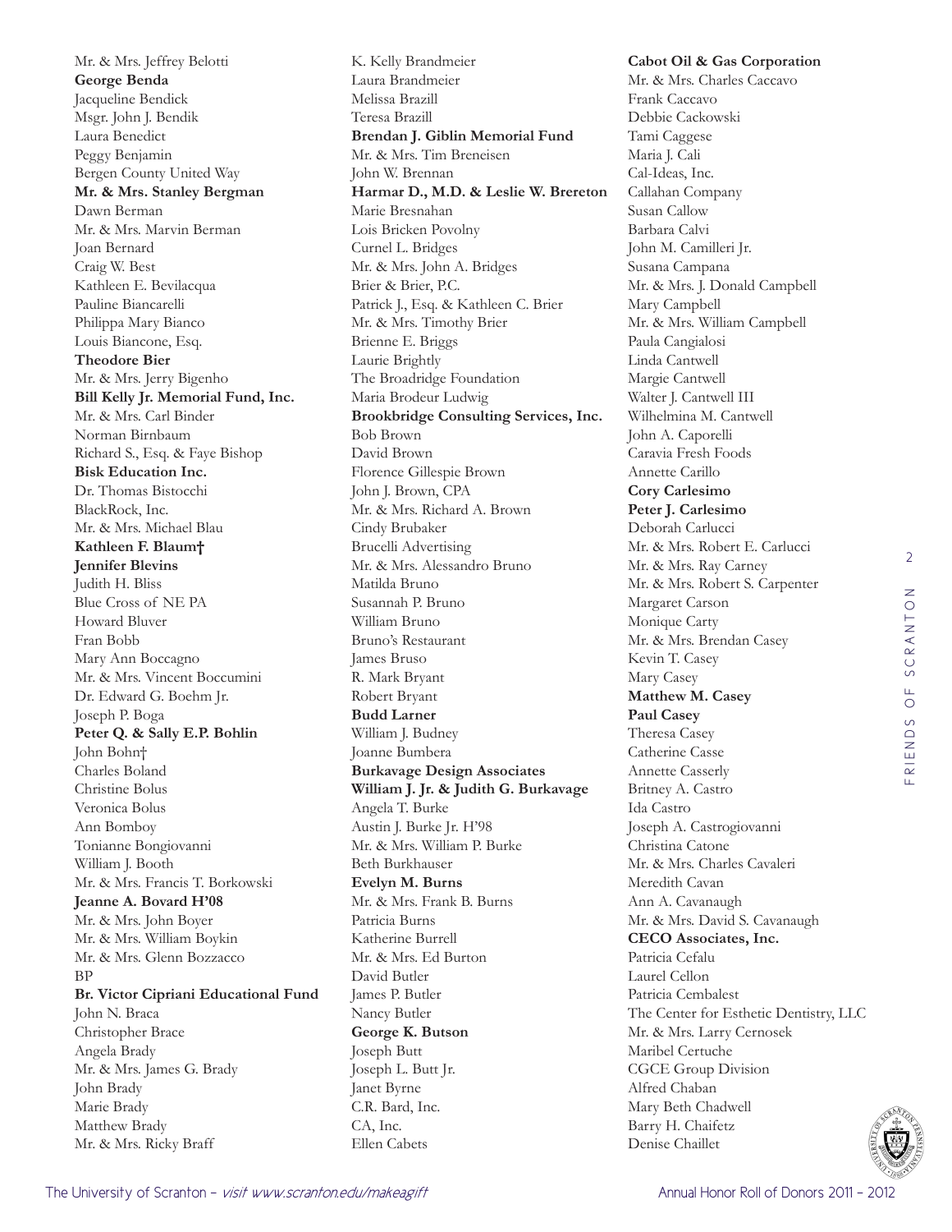Mr. & Mrs. Jeffrey Belotti
**George Benda**
Jacqueline Bendick
Msgr. John J. Bendik
Laura Benedict
Peggy Benjamin
Bergen County United Way
**Mr. & Mrs. Stanley Bergman**
Dawn Berman
Mr. & Mrs. Marvin Berman
Joan Bernard
Craig W. Best
Kathleen E. Bevilacqua
Pauline Biancarelli
Philippa Mary Bianco
Louis Biancone, Esq.
**Theodore Bier**
Mr. & Mrs. Jerry Bigenho
**Bill Kelly Jr. Memorial Fund, Inc.**
Mr. & Mrs. Carl Binder
Norman Birnbaum
Richard S., Esq. & Faye Bishop
**Bisk Education Inc.**
Dr. Thomas Bistocchi
BlackRock, Inc.
Mr. & Mrs. Michael Blau
**Kathleen F. Blaum†**
**Jennifer Blevins**
Judith H. Bliss
Blue Cross of NE PA
Howard Bluver
Fran Bobb
Mary Ann Boccagno
Mr. & Mrs. Vincent Boccumini
Dr. Edward G. Boehm Jr.
Joseph P. Boga
**Peter Q. & Sally E.P. Bohlin**
John Bohn†
Charles Boland
Christine Bolus
Veronica Bolus
Ann Bomboy
Tonianne Bongiovanni
William J. Booth
Mr. & Mrs. Francis T. Borkowski
**Jeanne A. Bovard H'08**
Mr. & Mrs. John Boyer
Mr. & Mrs. William Boykin
Mr. & Mrs. Glenn Bozzacco
BP
**Br. Victor Cipriani Educational Fund**
John N. Braca
Christopher Brace
Angela Brady
Mr. & Mrs. James G. Brady
John Brady
Marie Brady
Matthew Brady
Mr. & Mrs. Ricky Braff
K. Kelly Brandmeier
Laura Brandmeier
Melissa Brazill
Teresa Brazill
**Brendan J. Giblin Memorial Fund**
Mr. & Mrs. Tim Breneisen
John W. Brennan
**Harmar D., M.D. & Leslie W. Brereton**
Marie Bresnahan
Lois Bricken Povolny
Curnel L. Bridges
Mr. & Mrs. John A. Bridges
Brier & Brier, P.C.
Patrick J., Esq. & Kathleen C. Brier
Mr. & Mrs. Timothy Brier
Brienne E. Briggs
Laurie Brightly
The Broadridge Foundation
Maria Brodeur Ludwig
**Brookbridge Consulting Services, Inc.**
Bob Brown
David Brown
Florence Gillespie Brown
John J. Brown, CPA
Mr. & Mrs. Richard A. Brown
Cindy Brubaker
Brucelli Advertising
Mr. & Mrs. Alessandro Bruno
Matilda Bruno
Susannah P. Bruno
William Bruno
Bruno's Restaurant
James Bruso
R. Mark Bryant
Robert Bryant
**Budd Larner**
William J. Budney
Joanne Bumbera
**Burkavage Design Associates**
**William J. Jr. & Judith G. Burkavage**
Angela T. Burke
Austin J. Burke Jr. H'98
Mr. & Mrs. William P. Burke
Beth Burkhauser
**Evelyn M. Burns**
Mr. & Mrs. Frank B. Burns
Patricia Burns
Katherine Burrell
Mr. & Mrs. Ed Burton
David Butler
James P. Butler
Nancy Butler
**George K. Butson**
Joseph Butt
Joseph L. Butt Jr.
Janet Byrne
C.R. Bard, Inc.
CA, Inc.
Ellen Cabets
**Cabot Oil & Gas Corporation**
Mr. & Mrs. Charles Caccavo
Frank Caccavo
Debbie Cackowski
Tami Caggese
Maria J. Cali
Cal-Ideas, Inc.
Callahan Company
Susan Callow
Barbara Calvi
John M. Camilleri Jr.
Susana Campana
Mr. & Mrs. J. Donald Campbell
Mary Campbell
Mr. & Mrs. William Campbell
Paula Cangialosi
Linda Cantwell
Margie Cantwell
Walter J. Cantwell III
Wilhelmina M. Cantwell
John A. Caporelli
Caravia Fresh Foods
Annette Carillo
**Cory Carlesimo**
**Peter J. Carlesimo**
Deborah Carlucci
Mr. & Mrs. Robert E. Carlucci
Mr. & Mrs. Ray Carney
Mr. & Mrs. Robert S. Carpenter
Margaret Carson
Monique Carty
Mr. & Mrs. Brendan Casey
Kevin T. Casey
Mary Casey
**Matthew M. Casey**
**Paul Casey**
Theresa Casey
Catherine Casse
Annette Casserly
Britney A. Castro
Ida Castro
Joseph A. Castrogiovanni
Christina Catone
Mr. & Mrs. Charles Cavaleri
Meredith Cavan
Ann A. Cavanaugh
Mr. & Mrs. David S. Cavanaugh
**CECO Associates, Inc.**
Patricia Cefalu
Laurel Cellon
Patricia Cembalest
The Center for Esthetic Dentistry, LLC
Mr. & Mrs. Larry Cernosek
Maribel Certuche
CGCE Group Division
Alfred Chaban
Mary Beth Chadwell
Barry H. Chaifetz
Denise Chaillet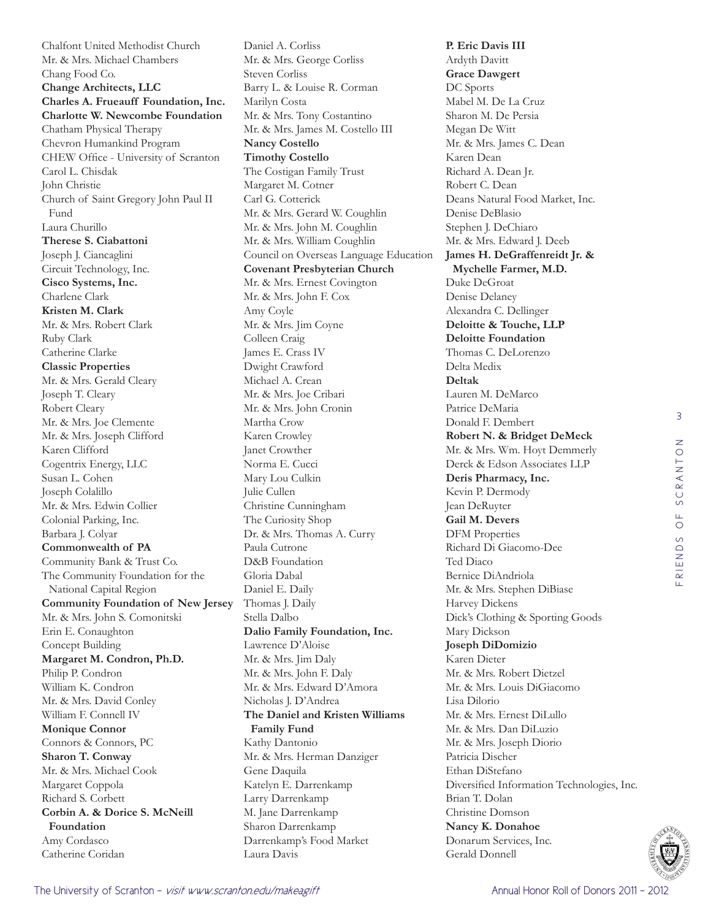Chalfont United Methodist Church
Mr. & Mrs. Michael Chambers
Chang Food Co.
**Change Architects, LLC**
**Charles A. Frueauff Foundation, Inc.**
**Charlotte W. Newcombe Foundation**
Chatham Physical Therapy
Chevron Humankind Program
CHEW Office - University of Scranton
Carol L. Chisdak
John Christie
Church of Saint Gregory John Paul II Fund
Laura Churillo
**Therese S. Ciabattoni**
Joseph J. Ciancaglini
Circuit Technology, Inc.
**Cisco Systems, Inc.**
Charlene Clark
**Kristen M. Clark**
Mr. & Mrs. Robert Clark
Ruby Clark
Catherine Clarke
**Classic Properties**
Mr. & Mrs. Gerald Cleary
Joseph T. Cleary
Robert Cleary
Mr. & Mrs. Joe Clemente
Mr. & Mrs. Joseph Clifford
Karen Clifford
Cogentrix Energy, LLC
Susan L. Cohen
Joseph Colalillo
Mr. & Mrs. Edwin Collier
Colonial Parking, Inc.
Barbara J. Colyar
**Commonwealth of PA**
Community Bank & Trust Co.
The Community Foundation for the National Capital Region
**Community Foundation of New Jersey**
Mr. & Mrs. John S. Comonitski
Erin E. Conaughton
Concept Building
**Margaret M. Condron, Ph.D.**
Philip P. Condron
William K. Condron
Mr. & Mrs. David Conley
William F. Connell IV
**Monique Connor**
Connors & Connors, PC
**Sharon T. Conway**
Mr. & Mrs. Michael Cook
Margaret Coppola
Richard S. Corbett
**Corbin A. & Dorice S. McNeill Foundation**
Amy Cordasco
Catherine Coridan
Daniel A. Corliss
Mr. & Mrs. George Corliss
Steven Corliss
Barry L. & Louise R. Corman
Marilyn Costa
Mr. & Mrs. Tony Costantino
Mr. & Mrs. James M. Costello III
**Nancy Costello**
**Timothy Costello**
The Costigan Family Trust
Margaret M. Cotner
Carl G. Cotterick
Mr. & Mrs. Gerard W. Coughlin
Mr. & Mrs. John M. Coughlin
Mr. & Mrs. William Coughlin
Council on Overseas Language Education
**Covenant Presbyterian Church**
Mr. & Mrs. Ernest Covington
Mr. & Mrs. John F. Cox
Amy Coyle
Mr. & Mrs. Jim Coyne
Colleen Craig
James E. Crass IV
Dwight Crawford
Michael A. Crean
Mr. & Mrs. Joe Cribari
Mr. & Mrs. John Cronin
Martha Crow
Karen Crowley
Janet Crowther
Norma E. Cucci
Mary Lou Culkin
Julie Cullen
Christine Cunningham
The Curiosity Shop
Dr. & Mrs. Thomas A. Curry
Paula Cutrone
D&B Foundation
Gloria Dabal
Daniel E. Daily
Thomas J. Daily
Stella Dalbo
**Dalio Family Foundation, Inc.**
Lawrence D'Aloise
Mr. & Mrs. Jim Daly
Mr. & Mrs. John F. Daly
Mr. & Mrs. Edward D'Amora
Nicholas J. D'Andrea
**The Daniel and Kristen Williams Family Fund**
Kathy Dantonio
Mr. & Mrs. Herman Danziger
Gene Daquila
Katelyn E. Darrenkamp
Larry Darrenkamp
M. Jane Darrenkamp
Sharon Darrenkamp
Darrenkamp's Food Market
Laura Davis
**P. Eric Davis III**
Ardyth Davitt
**Grace Dawgert**
DC Sports
Mabel M. De La Cruz
Sharon M. De Persia
Megan De Witt
Mr. & Mrs. James C. Dean
Karen Dean
Richard A. Dean Jr.
Robert C. Dean
Deans Natural Food Market, Inc.
Denise DeBlasio
Stephen J. DeChiaro
Mr. & Mrs. Edward J. Deeb
**James H. DeGraffenreidt Jr. & Mychelle Farmer, M.D.**
Duke DeGroat
Denise Delaney
Alexandra C. Dellinger
**Deloitte & Touche, LLP**
**Deloitte Foundation**
Thomas C. DeLorenzo
Delta Medix
**Deltak**
Lauren M. DeMarco
Patrice DeMaria
Donald F. Dembert
**Robert N. & Bridget DeMeck**
Mr. & Mrs. Wm. Hoyt Demmerly
Derck & Edson Associates LLP
**Deris Pharmacy, Inc.**
Kevin P. Dermody
Jean DeRuyter
**Gail M. Devers**
DFM Properties
Richard Di Giacomo-Dee
Ted Diaco
Bernice DiAndriola
Mr. & Mrs. Stephen DiBiase
Harvey Dickens
Dick's Clothing & Sporting Goods
Mary Dickson
**Joseph DiDomizio**
Karen Dieter
Mr. & Mrs. Robert Dietzel
Mr. & Mrs. Louis DiGiacomo
Lisa Dilorio
Mr. & Mrs. Ernest DiLullo
Mr. & Mrs. Dan DiLuzio
Mr. & Mrs. Joseph Diorio
Patricia Discher
Ethan DiStefano
Diversified Information Technologies, Inc.
Brian T. Dolan
Christine Domson
**Nancy K. Donahoe**
Donarum Services, Inc.
Gerald Donnell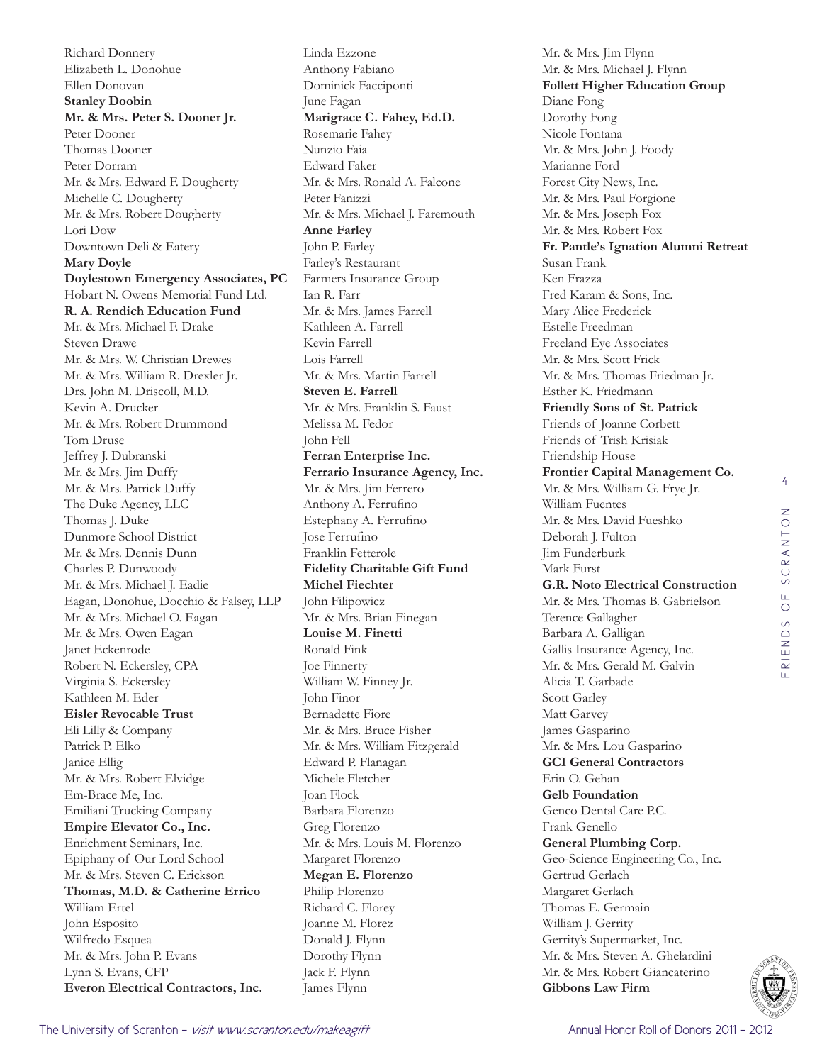Richard Donnery
Elizabeth L. Donohue
Ellen Donovan
**Stanley Doobin**
**Mr. & Mrs. Peter S. Dooner Jr.**
Peter Dooner
Thomas Dooner
Peter Dorram
Mr. & Mrs. Edward F. Dougherty
Michelle C. Dougherty
Mr. & Mrs. Robert Dougherty
Lori Dow
Downtown Deli & Eatery
**Mary Doyle**
**Doylestown Emergency Associates, PC**
Hobart N. Owens Memorial Fund Ltd.
**R. A. Rendich Education Fund**
Mr. & Mrs. Michael F. Drake
Steven Drawe
Mr. & Mrs. W. Christian Drewes
Mr. & Mrs. William R. Drexler Jr.
Drs. John M. Driscoll, M.D.
Kevin A. Drucker
Mr. & Mrs. Robert Drummond
Tom Druse
Jeffrey J. Dubranski
Mr. & Mrs. Jim Duffy
Mr. & Mrs. Patrick Duffy
The Duke Agency, LLC
Thomas J. Duke
Dunmore School District
Mr. & Mrs. Dennis Dunn
Charles P. Dunwoody
Mr. & Mrs. Michael J. Eadie
Eagan, Donohue, Docchio & Falsey, LLP
Mr. & Mrs. Michael O. Eagan
Mr. & Mrs. Owen Eagan
Janet Eckenrode
Robert N. Eckersley, CPA
Virginia S. Eckersley
Kathleen M. Eder
**Eisler Revocable Trust**
Eli Lilly & Company
Patrick P. Elko
Janice Ellig
Mr. & Mrs. Robert Elvidge
Em-Brace Me, Inc.
Emiliani Trucking Company
**Empire Elevator Co., Inc.**
Enrichment Seminars, Inc.
Epiphany of Our Lord School
Mr. & Mrs. Steven C. Erickson
**Thomas, M.D. & Catherine Errico**
William Ertel
John Esposito
Wilfredo Esquea
Mr. & Mrs. John P. Evans
Lynn S. Evans, CFP
**Everon Electrical Contractors, Inc.**
Linda Ezzone
Anthony Fabiano
Dominick Facciponti
June Fagan
**Marigrace C. Fahey, Ed.D.**
Rosemarie Fahey
Nunzio Faia
Edward Faker
Mr. & Mrs. Ronald A. Falcone
Peter Fanizzi
Mr. & Mrs. Michael J. Faremouth
**Anne Farley**
John P. Farley
Farley's Restaurant
Farmers Insurance Group
Ian R. Farr
Mr. & Mrs. James Farrell
Kathleen A. Farrell
Kevin Farrell
Lois Farrell
Mr. & Mrs. Martin Farrell
**Steven E. Farrell**
Mr. & Mrs. Franklin S. Faust
Melissa M. Fedor
John Fell
**Ferran Enterprise Inc.**
**Ferrario Insurance Agency, Inc.**
Mr. & Mrs. Jim Ferrero
Anthony A. Ferrufino
Estephany A. Ferrufino
Jose Ferrufino
Franklin Fetterole
**Fidelity Charitable Gift Fund**
**Michel Fiechter**
John Filipowicz
Mr. & Mrs. Brian Finegan
**Louise M. Finetti**
Ronald Fink
Joe Finnerty
William W. Finney Jr.
John Finor
Bernadette Fiore
Mr. & Mrs. Bruce Fisher
Mr. & Mrs. William Fitzgerald
Edward P. Flanagan
Michele Fletcher
Joan Flock
Barbara Florenzo
Greg Florenzo
Mr. & Mrs. Louis M. Florenzo
Margaret Florenzo
**Megan E. Florenzo**
Philip Florenzo
Richard C. Florey
Joanne M. Florez
Donald J. Flynn
Dorothy Flynn
Jack F. Flynn
James Flynn
Mr. & Mrs. Jim Flynn
Mr. & Mrs. Michael J. Flynn
**Follett Higher Education Group**
Diane Fong
Dorothy Fong
Nicole Fontana
Mr. & Mrs. John J. Foody
Marianne Ford
Forest City News, Inc.
Mr. & Mrs. Paul Forgione
Mr. & Mrs. Joseph Fox
Mr. & Mrs. Robert Fox
**Fr. Pantle's Ignation Alumni Retreat**
Susan Frank
Ken Frazza
Fred Karam & Sons, Inc.
Mary Alice Frederick
Estelle Freedman
Freeland Eye Associates
Mr. & Mrs. Scott Frick
Mr. & Mrs. Thomas Friedman Jr.
Esther K. Friedmann
**Friendly Sons of St. Patrick**
Friends of Joanne Corbett
Friends of Trish Krisiak
Friendship House
**Frontier Capital Management Co.**
Mr. & Mrs. William G. Frye Jr.
William Fuentes
Mr. & Mrs. David Fueshko
Deborah J. Fulton
Jim Funderburk
Mark Furst
**G.R. Noto Electrical Construction**
Mr. & Mrs. Thomas B. Gabrielson
Terence Gallagher
Barbara A. Galligan
Gallis Insurance Agency, Inc.
Mr. & Mrs. Gerald M. Galvin
Alicia T. Garbade
Scott Garley
Matt Garvey
James Gasparino
Mr. & Mrs. Lou Gasparino
**GCI General Contractors**
Erin O. Gehan
**Gelb Foundation**
Genco Dental Care P.C.
Frank Genello
**General Plumbing Corp.**
Geo-Science Engineering Co., Inc.
Gertrud Gerlach
Margaret Gerlach
Thomas E. Germain
William J. Gerrity
Gerrity's Supermarket, Inc.
Mr. & Mrs. Steven A. Ghelardini
Mr. & Mrs. Robert Giancaterino
**Gibbons Law Firm**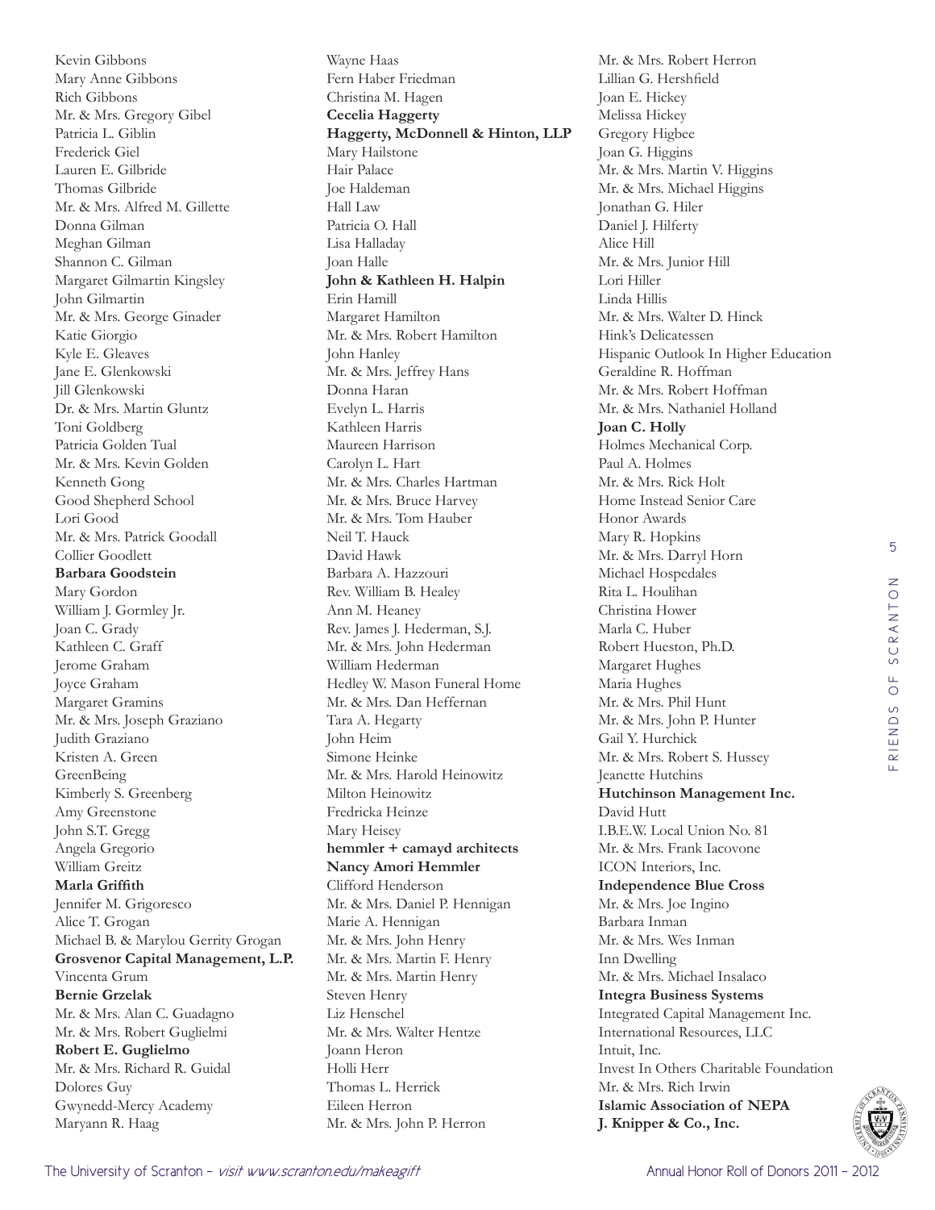Kevin Gibbons
Mary Anne Gibbons
Rich Gibbons
Mr. & Mrs. Gregory Gibel
Patricia L. Giblin
Frederick Giel
Lauren E. Gilbride
Thomas Gilbride
Mr. & Mrs. Alfred M. Gillette
Donna Gilman
Meghan Gilman
Shannon C. Gilman
Margaret Gilmartin Kingsley
John Gilmartin
Mr. & Mrs. George Ginader
Katie Giorgio
Kyle E. Gleaves
Jane E. Glenkowski
Jill Glenkowski
Dr. & Mrs. Martin Gluntz
Toni Goldberg
Patricia Golden Tual
Mr. & Mrs. Kevin Golden
Kenneth Gong
Good Shepherd School
Lori Good
Mr. & Mrs. Patrick Goodall
Collier Goodlett
**Barbara Goodstein**
Mary Gordon
William J. Gormley Jr.
Joan C. Grady
Kathleen C. Graff
Jerome Graham
Joyce Graham
Margaret Gramins
Mr. & Mrs. Joseph Graziano
Judith Graziano
Kristen A. Green
GreenBeing
Kimberly S. Greenberg
Amy Greenstone
John S.T. Gregg
Angela Gregorio
William Greitz
**Marla Griffith**
Jennifer M. Grigoresco
Alice T. Grogan
Michael B. & Marylou Gerrity Grogan
**Grosvenor Capital Management, L.P.**
Vincenta Grum
**Bernie Grzelak**
Mr. & Mrs. Alan C. Guadagno
Mr. & Mrs. Robert Guglielmi
**Robert E. Guglielmo**
Mr. & Mrs. Richard R. Guidal
Dolores Guy
Gwynedd-Mercy Academy
Maryann R. Haag
Wayne Haas
Fern Haber Friedman
Christina M. Hagen
**Cecelia Haggerty**
**Haggerty, McDonnell & Hinton, LLP**
Mary Hailstone
Hair Palace
Joe Haldeman
Hall Law
Patricia O. Hall
Lisa Halladay
Joan Halle
**John & Kathleen H. Halpin**
Erin Hamill
Margaret Hamilton
Mr. & Mrs. Robert Hamilton
John Hanley
Mr. & Mrs. Jeffrey Hans
Donna Haran
Evelyn L. Harris
Kathleen Harris
Maureen Harrison
Carolyn L. Hart
Mr. & Mrs. Charles Hartman
Mr. & Mrs. Bruce Harvey
Mr. & Mrs. Tom Hauber
Neil T. Hauck
David Hawk
Barbara A. Hazzouri
Rev. William B. Healey
Ann M. Heaney
Rev. James J. Hederman, S.J.
Mr. & Mrs. John Hederman
William Hederman
Hedley W. Mason Funeral Home
Mr. & Mrs. Dan Heffernan
Tara A. Hegarty
John Heim
Simone Heinke
Mr. & Mrs. Harold Heinowitz
Milton Heinowitz
Fredricka Heinze
Mary Heisey
**hemmler + camayd architects**
**Nancy Amori Hemmler**
Clifford Henderson
Mr. & Mrs. Daniel P. Hennigan
Marie A. Hennigan
Mr. & Mrs. John Henry
Mr. & Mrs. Martin F. Henry
Mr. & Mrs. Martin Henry
Steven Henry
Liz Henschel
Mr. & Mrs. Walter Hentze
Joann Heron
Holli Herr
Thomas L. Herrick
Eileen Herron
Mr. & Mrs. John P. Herron
Mr. & Mrs. Robert Herron
Lillian G. Hershfield
Joan E. Hickey
Melissa Hickey
Gregory Higbee
Joan G. Higgins
Mr. & Mrs. Martin V. Higgins
Mr. & Mrs. Michael Higgins
Jonathan G. Hiler
Daniel J. Hilferty
Alice Hill
Mr. & Mrs. Junior Hill
Lori Hiller
Linda Hillis
Mr. & Mrs. Walter D. Hinck
Hink's Delicatessen
Hispanic Outlook In Higher Education
Geraldine R. Hoffman
Mr. & Mrs. Robert Hoffman
Mr. & Mrs. Nathaniel Holland
**Joan C. Holly**
Holmes Mechanical Corp.
Paul A. Holmes
Mr. & Mrs. Rick Holt
Home Instead Senior Care
Honor Awards
Mary R. Hopkins
Mr. & Mrs. Darryl Horn
Michael Hospedales
Rita L. Houlihan
Christina Hower
Marla C. Huber
Robert Hueston, Ph.D.
Margaret Hughes
Maria Hughes
Mr. & Mrs. Phil Hunt
Mr. & Mrs. John P. Hunter
Gail Y. Hurchick
Mr. & Mrs. Robert S. Hussey
Jeanette Hutchins
**Hutchinson Management Inc.**
David Hutt
I.B.E.W. Local Union No. 81
Mr. & Mrs. Frank Iacovone
ICON Interiors, Inc.
**Independence Blue Cross**
Mr. & Mrs. Joe Ingino
Barbara Inman
Mr. & Mrs. Wes Inman
Inn Dwelling
Mr. & Mrs. Michael Insalaco
**Integra Business Systems**
Integrated Capital Management Inc.
International Resources, LLC
Intuit, Inc.
Invest In Others Charitable Foundation
Mr. & Mrs. Rich Irwin
**Islamic Association of NEPA**
**J. Knipper & Co., Inc.**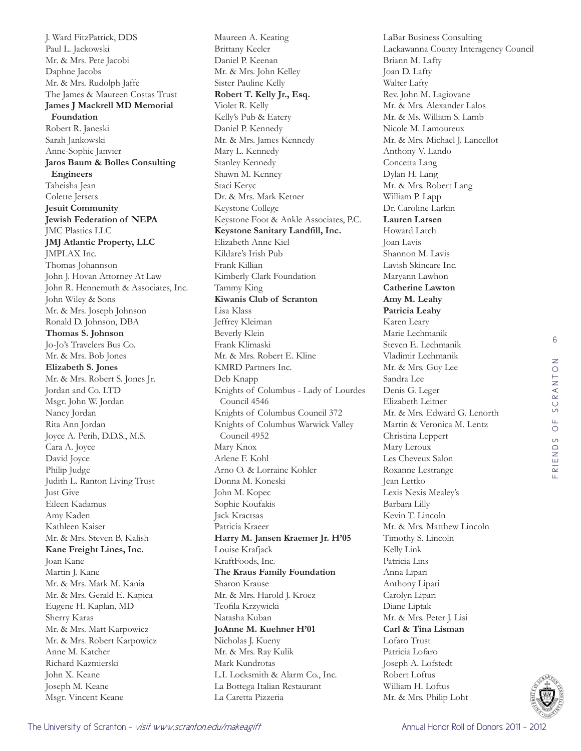J. Ward FitzPatrick, DDS
Paul L. Jackowski
Mr. & Mrs. Pete Jacobi
Daphne Jacobs
Mr. & Mrs. Rudolph Jaffe
The James & Maureen Costas Trust
**James J Mackrell MD Memorial Foundation**
Robert R. Janeski
Sarah Jankowski
Anne-Sophie Janvier
**Jaros Baum & Bolles Consulting Engineers**
Taheisha Jean
Colette Jersets
**Jesuit Community**
**Jewish Federation of NEPA**
JMC Plastics LLC
**JMJ Atlantic Property, LLC**
JMPLAX Inc.
Thomas Johannson
John J. Hovan Attorney At Law
John R. Hennemuth & Associates, Inc.
John Wiley & Sons
Mr. & Mrs. Joseph Johnson
Ronald D. Johnson, DBA
**Thomas S. Johnson**
Jo-Jo's Travelers Bus Co.
Mr. & Mrs. Bob Jones
**Elizabeth S. Jones**
Mr. & Mrs. Robert S. Jones Jr.
Jordan and Co. LTD
Msgr. John W. Jordan
Nancy Jordan
Rita Ann Jordan
Joyce A. Perih, D.D.S., M.S.
Cara A. Joyce
David Joyce
Philip Judge
Judith L. Ranton Living Trust
Just Give
Eileen Kadamus
Amy Kaden
Kathleen Kaiser
Mr. & Mrs. Steven B. Kalish
**Kane Freight Lines, Inc.**
Joan Kane
Martin J. Kane
Mr. & Mrs. Mark M. Kania
Mr. & Mrs. Gerald E. Kapica
Eugene H. Kaplan, MD
Sherry Karas
Mr. & Mrs. Matt Karpowicz
Mr. & Mrs. Robert Karpowicz
Anne M. Katcher
Richard Kazmierski
John X. Keane
Joseph M. Keane
Msgr. Vincent Keane
Maureen A. Keating
Brittany Keeler
Daniel P. Keenan
Mr. & Mrs. John Kelley
Sister Pauline Kelly
**Robert T. Kelly Jr., Esq.**
Violet R. Kelly
Kelly's Pub & Eatery
Daniel P. Kennedy
Mr. & Mrs. James Kennedy
Mary L. Kennedy
Stanley Kennedy
Shawn M. Kenney
Staci Keryc
Dr. & Mrs. Mark Ketner
Keystone College
Keystone Foot & Ankle Associates, P.C.
**Keystone Sanitary Landfill, Inc.**
Elizabeth Anne Kiel
Kildare's Irish Pub
Frank Killian
Kimberly Clark Foundation
Tammy King
**Kiwanis Club of Scranton**
Lisa Klass
Jeffrey Kleiman
Beverly Klein
Frank Klimaski
Mr. & Mrs. Robert E. Kline
KMRD Partners Inc.
Deb Knapp
Knights of Columbus - Lady of Lourdes Council 4546
Knights of Columbus Council 372
Knights of Columbus Warwick Valley Council 4952
Mary Knox
Arlene F. Kohl
Arno O. & Lorraine Kohler
Donna M. Koneski
John M. Kopec
Sophie Koufakis
Jack Kractsas
Patricia Kraeer
**Harry M. Jansen Kraemer Jr. H'05**
Louise Krafjack
KraftFoods, Inc.
**The Kraus Family Foundation**
Sharon Krause
Mr. & Mrs. Harold J. Kroez
Teofila Krzywicki
Natasha Kuban
**JoAnne M. Kuehner H'01**
Nicholas J. Kueny
Mr. & Mrs. Ray Kulik
Mark Kundrotas
L.I. Locksmith & Alarm Co., Inc.
La Bottega Italian Restaurant
La Caretta Pizzeria
LaBar Business Consulting
Lackawanna County Interagency Council
Briann M. Lafty
Joan D. Lafty
Walter Lafty
Rev. John M. Lagiovane
Mr. & Mrs. Alexander Lalos
Mr. & Ms. William S. Lamb
Nicole M. Lamoureux
Mr. & Mrs. Michael J. Lancellot
Anthony V. Lando
Concetta Lang
Dylan H. Lang
Mr. & Mrs. Robert Lang
William P. Lapp
Dr. Caroline Larkin
**Lauren Larsen**
Howard Latch
Joan Lavis
Shannon M. Lavis
Lavish Skincare Inc.
Maryann Lawhon
**Catherine Lawton**
**Amy M. Leahy**
**Patricia Leahy**
Karen Leary
Marie Lechmanik
Steven E. Lechmanik
Vladimir Lechmanik
Mr. & Mrs. Guy Lee
Sandra Lee
Denis G. Leger
Elizabeth Leitner
Mr. & Mrs. Edward G. Lenorth
Martin & Veronica M. Lentz
Christina Leppert
Mary Leroux
Les Cheveux Salon
Roxanne Lestrange
Jean Lettko
Lexis Nexis Mealey's
Barbara Lilly
Kevin T. Lincoln
Mr. & Mrs. Matthew Lincoln
Timothy S. Lincoln
Kelly Link
Patricia Lins
Anna Lipari
Anthony Lipari
Carolyn Lipari
Diane Liptak
Mr. & Mrs. Peter J. Lisi
**Carl & Tina Lisman**
Lofaro Trust
Patricia Lofaro
Joseph A. Lofstedt
Robert Loftus
William H. Loftus
Mr. & Mrs. Philip Loht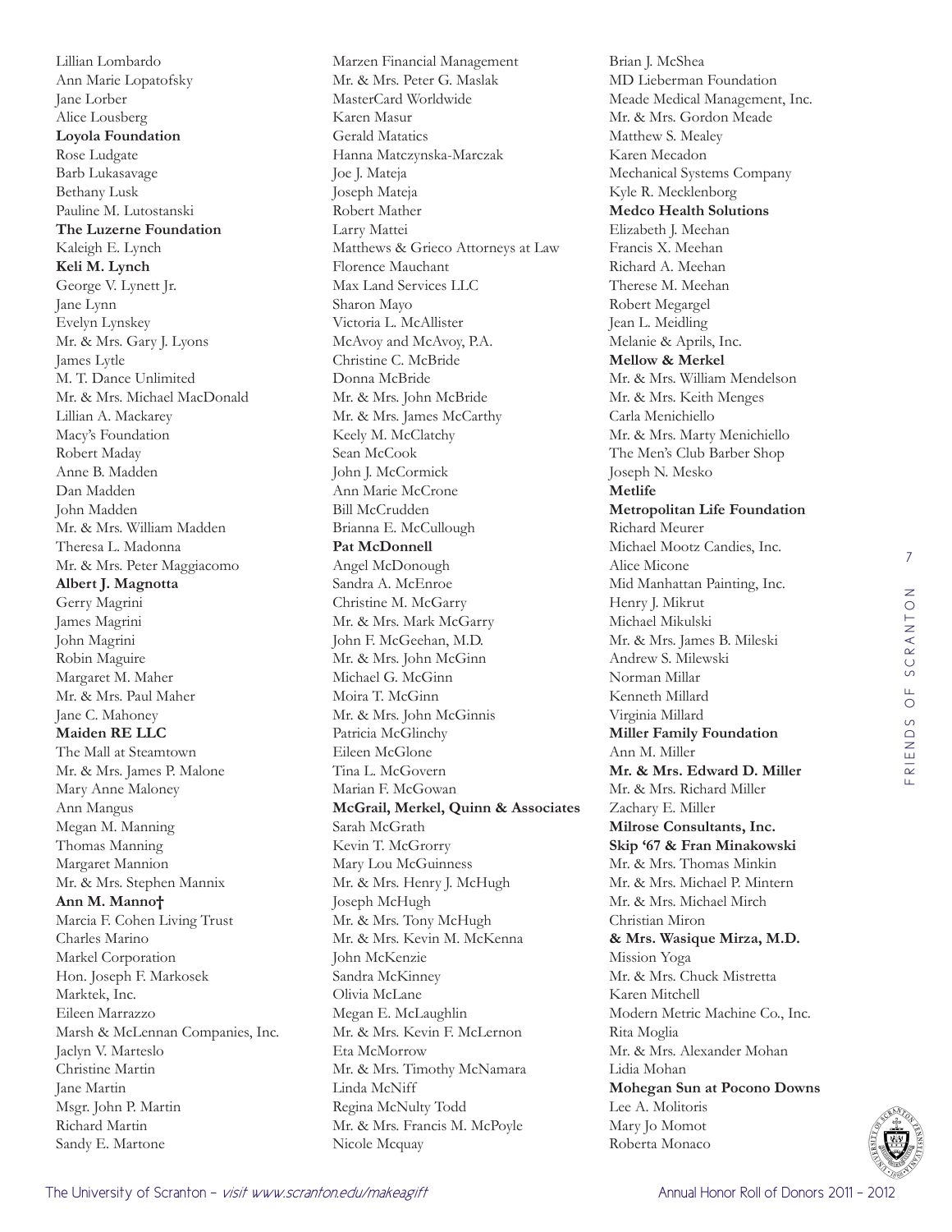Lillian Lombardo
Ann Marie Lopatofsky
Jane Lorber
Alice Lousberg
**Loyola Foundation**
Rose Ludgate
Barb Lukasavage
Bethany Lusk
Pauline M. Lutostanski
**The Luzerne Foundation**
Kaleigh E. Lynch
**Keli M. Lynch**
George V. Lynett Jr.
Jane Lynn
Evelyn Lynskey
Mr. & Mrs. Gary J. Lyons
James Lytle
M. T. Dance Unlimited
Mr. & Mrs. Michael MacDonald
Lillian A. Mackarey
Macy's Foundation
Robert Maday
Anne B. Madden
Dan Madden
John Madden
Mr. & Mrs. William Madden
Theresa L. Madonna
Mr. & Mrs. Peter Maggiacomo
**Albert J. Magnotta**
Gerry Magrini
James Magrini
John Magrini
Robin Maguire
Margaret M. Maher
Mr. & Mrs. Paul Maher
Jane C. Mahoney
**Maiden RE LLC**
The Mall at Steamtown
Mr. & Mrs. James P. Malone
Mary Anne Maloney
Ann Mangus
Megan M. Manning
Thomas Manning
Margaret Mannion
Mr. & Mrs. Stephen Mannix
**Ann M. Manno†**
Marcia F. Cohen Living Trust
Charles Marino
Markel Corporation
Hon. Joseph F. Markosek
Marktek, Inc.
Eileen Marrazzo
Marsh & McLennan Companies, Inc.
Jaclyn V. Marteslo
Christine Martin
Jane Martin
Msgr. John P. Martin
Richard Martin
Sandy E. Martone
Marzen Financial Management
Mr. & Mrs. Peter G. Maslak
MasterCard Worldwide
Karen Masur
Gerald Matatics
Hanna Matczynska-Marczak
Joe J. Mateja
Joseph Mateja
Robert Mather
Larry Mattei
Matthews & Grieco Attorneys at Law
Florence Mauchant
Max Land Services LLC
Sharon Mayo
Victoria L. McAllister
McAvoy and McAvoy, P.A.
Christine C. McBride
Donna McBride
Mr. & Mrs. John McBride
Mr. & Mrs. James McCarthy
Keely M. McClatchy
Sean McCook
John J. McCormick
Ann Marie McCrone
Bill McCrudden
Brianna E. McCullough
**Pat McDonnell**
Angel McDonough
Sandra A. McEnroe
Christine M. McGarry
Mr. & Mrs. Mark McGarry
John F. McGeehan, M.D.
Mr. & Mrs. John McGinn
Michael G. McGinn
Moira T. McGinn
Mr. & Mrs. John McGinnis
Patricia McGlinchy
Eileen McGlone
Tina L. McGovern
Marian F. McGowan
**McGrail, Merkel, Quinn & Associates**
Sarah McGrath
Kevin T. McGrorry
Mary Lou McGuinness
Mr. & Mrs. Henry J. McHugh
Joseph McHugh
Mr. & Mrs. Tony McHugh
Mr. & Mrs. Kevin M. McKenna
John McKenzie
Sandra McKinney
Olivia McLane
Megan E. McLaughlin
Mr. & Mrs. Kevin F. McLernon
Eta McMorrow
Mr. & Mrs. Timothy McNamara
Linda McNiff
Regina McNulty Todd
Mr. & Mrs. Francis M. McPoyle
Nicole Mcquay
Brian J. McShea
MD Lieberman Foundation
Meade Medical Management, Inc.
Mr. & Mrs. Gordon Meade
Matthew S. Mealey
Karen Mecadon
Mechanical Systems Company
Kyle R. Mecklenborg
**Medco Health Solutions**
Elizabeth J. Meehan
Francis X. Meehan
Richard A. Meehan
Therese M. Meehan
Robert Megargel
Jean L. Meidling
Melanie & Aprils, Inc.
**Mellow & Merkel**
Mr. & Mrs. William Mendelson
Mr. & Mrs. Keith Menges
Carla Menichiello
Mr. & Mrs. Marty Menichiello
The Men's Club Barber Shop
Joseph N. Mesko
**Metlife**
**Metropolitan Life Foundation**
Richard Meurer
Michael Mootz Candies, Inc.
Alice Micone
Mid Manhattan Painting, Inc.
Henry J. Mikrut
Michael Mikulski
Mr. & Mrs. James B. Mileski
Andrew S. Milewski
Norman Millar
Kenneth Millard
Virginia Millard
**Miller Family Foundation**
Ann M. Miller
**Mr. & Mrs. Edward D. Miller**
Mr. & Mrs. Richard Miller
Zachary E. Miller
**Milrose Consultants, Inc.**
**Skip '67 & Fran Minakowski**
Mr. & Mrs. Thomas Minkin
Mr. & Mrs. Michael P. Mintern
Mr. & Mrs. Michael Mirch
Christian Miron
**& Mrs. Wasique Mirza, M.D.**
Mission Yoga
Mr. & Mrs. Chuck Mistretta
Karen Mitchell
Modern Metric Machine Co., Inc.
Rita Moglia
Mr. & Mrs. Alexander Mohan
Lidia Mohan
**Mohegan Sun at Pocono Downs**
Lee A. Molitoris
Mary Jo Momot
Roberta Monaco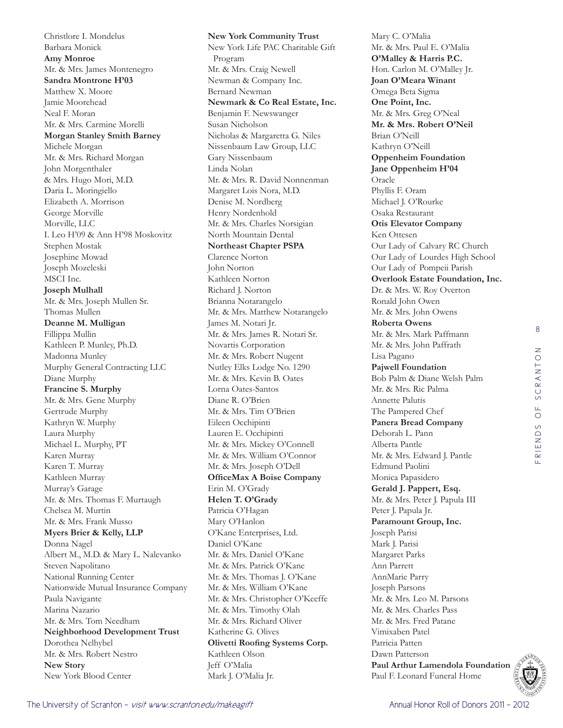Christlore I. Mondelus
Barbara Monick
**Amy Monroe**
Mr. & Mrs. James Montenegro
**Sandra Montrone H'03**
Matthew X. Moore
Jamie Moorehead
Neal F. Moran
Mr. & Mrs. Carmine Morelli
**Morgan Stanley Smith Barney**
Michele Morgan
Mr. & Mrs. Richard Morgan
John Morgenthaler
& Mrs. Hugo Mori, M.D.
Daria L. Moringiello
Elizabeth A. Morrison
George Morville
Morville, LLC
I. Leo H'09 & Ann H'98 Moskovitz
Stephen Mostak
Josephine Mowad
Joseph Mozeleski
MSCI Inc.
**Joseph Mulhall**
Mr. & Mrs. Joseph Mullen Sr.
Thomas Mullen
**Deanne M. Mulligan**
Fillippa Mullin
Kathleen P. Munley, Ph.D.
Madonna Munley
Murphy General Contracting LLC
Diane Murphy
**Francine S. Murphy**
Mr. & Mrs. Gene Murphy
Gertrude Murphy
Kathryn W. Murphy
Laura Murphy
Michael L. Murphy, PT
Karen Murray
Karen T. Murray
Kathleen Murray
Murray's Garage
Mr. & Mrs. Thomas F. Murtaugh
Chelsea M. Murtin
Mr. & Mrs. Frank Musso
**Myers Brier & Kelly, LLP**
Donna Nagel
Albert M., M.D. & Mary L. Nalevanko
Steven Napolitano
National Running Center
Nationwide Mutual Insurance Company
Paula Navigante
Marina Nazario
Mr. & Mrs. Tom Needham
**Neighborhood Development Trust**
Dorothea Nelhybel
Mr. & Mrs. Robert Nestro
**New Story**
New York Blood Center
**New York Community Trust**
New York Life PAC Charitable Gift Program
Mr. & Mrs. Craig Newell
Newman & Company Inc.
Bernard Newman
**Newmark & Co Real Estate, Inc.**
Benjamin F. Newswanger
Susan Nicholson
Nicholas & Margaretta G. Niles
Nissenbaum Law Group, LLC
Gary Nissenbaum
Linda Nolan
Mr. & Mrs. R. David Nonnenman
Margaret Lois Nora, M.D.
Denise M. Nordberg
Henry Nordenhold
Mr. & Mrs. Charles Norsigian
North Mountain Dental
**Northeast Chapter PSPA**
Clarence Norton
John Norton
Kathleen Norton
Richard J. Norton
Brianna Notarangelo
Mr. & Mrs. Matthew Notarangelo
James M. Notari Jr.
Mr. & Mrs. James R. Notari Sr.
Novartis Corporation
Mr. & Mrs. Robert Nugent
Nutley Elks Lodge No. 1290
Mr. & Mrs. Kevin B. Oates
Lorna Oates-Santos
Diane R. O'Brien
Mr. & Mrs. Tim O'Brien
Eileen Occhipinti
Lauren E. Occhipinti
Mr. & Mrs. Mickey O'Connell
Mr. & Mrs. William O'Connor
Mr. & Mrs. Joseph O'Dell
**OfficeMax A Boise Company**
Erin M. O'Grady
**Helen T. O'Grady**
Patricia O'Hagan
Mary O'Hanlon
O'Kane Enterprises, Ltd.
Daniel O'Kane
Mr. & Mrs. Daniel O'Kane
Mr. & Mrs. Patrick O'Kane
Mr. & Mrs. Thomas J. O'Kane
Mr. & Mrs. William O'Kane
Mr. & Mrs. Christopher O'Keeffe
Mr. & Mrs. Timothy Olah
Mr. & Mrs. Richard Oliver
Katherine G. Olives
**Olivetti Roofing Systems Corp.**
Kathleen Olson
Jeff O'Malia
Mark J. O'Malia Jr.
Mary C. O'Malia
Mr. & Mrs. Paul E. O'Malia
**O'Malley & Harris P.C.**
Hon. Carlon M. O'Malley Jr.
**Joan O'Meara Winant**
Omega Beta Sigma
**One Point, Inc.**
Mr. & Mrs. Greg O'Neal
**Mr. & Mrs. Robert O'Neil**
Brian O'Neill
Kathryn O'Neill
**Oppenheim Foundation**
**Jane Oppenheim H'04**
Oracle
Phyllis F. Oram
Michael J. O'Rourke
Osaka Restaurant
**Otis Elevator Company**
Ken Ottesen
Our Lady of Calvary RC Church
Our Lady of Lourdes High School
Our Lady of Pompeii Parish
**Overlook Estate Foundation, Inc.**
Dr. & Mrs. W. Roy Overton
Ronald John Owen
Mr. & Mrs. John Owens
**Roberta Owens**
Mr. & Mrs. Mark Paffmann
Mr. & Mrs. John Paffrath
Lisa Pagano
**Pajwell Foundation**
Bob Palm & Diane Welsh Palm
Mr. & Mrs. Ric Palma
Annette Palutis
The Pampered Chef
**Panera Bread Company**
Deborah L. Pann
Alberta Pantle
Mr. & Mrs. Edward J. Pantle
Edmund Paolini
Monica Papasidero
**Gerald J. Pappert, Esq.**
Mr. & Mrs. Peter J. Papula III
Peter J. Papula Jr.
**Paramount Group, Inc.**
Joseph Parisi
Mark J. Parisi
Margaret Parks
Ann Parrett
AnnMarie Parry
Joseph Parsons
Mr. & Mrs. Leo M. Parsons
Mr. & Mrs. Charles Pass
Mr. & Mrs. Fred Patane
Vimixaben Patel
Patricia Patten
Dawn Patterson
**Paul Arthur Lamendola Foundation**
Paul F. Leonard Funeral Home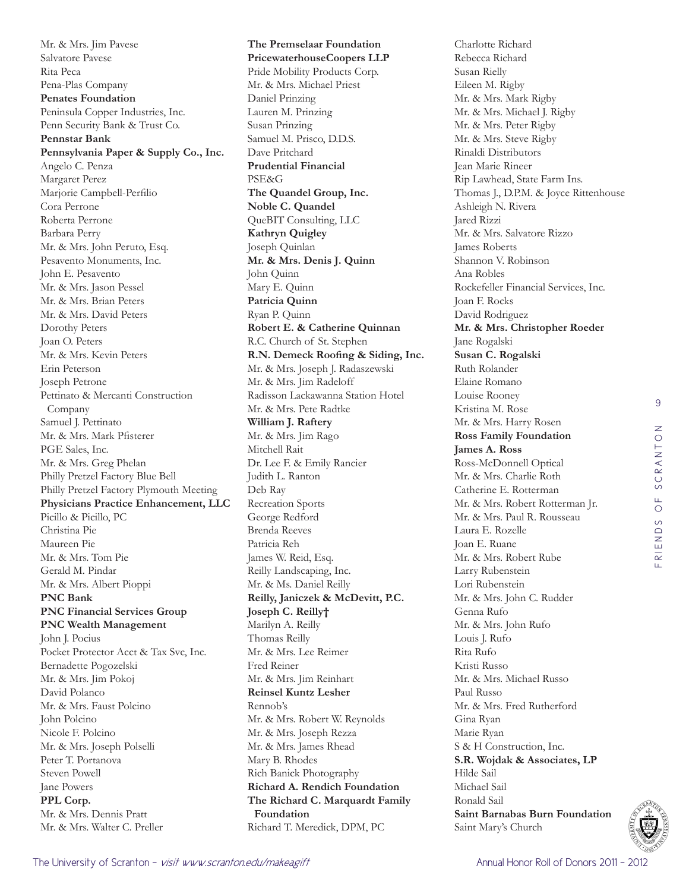Mr. & Mrs. Jim Pavese
Salvatore Pavese
Rita Peca
Pena-Plas Company
**Penates Foundation**
Peninsula Copper Industries, Inc.
Penn Security Bank & Trust Co.
**Pennstar Bank**
**Pennsylvania Paper & Supply Co., Inc.**
Angelo C. Penza
Margaret Perez
Marjorie Campbell-Perfilio
Cora Perrone
Roberta Perrone
Barbara Perry
Mr. & Mrs. John Peruto, Esq.
Pesavento Monuments, Inc.
John E. Pesavento
Mr. & Mrs. Jason Pessel
Mr. & Mrs. Brian Peters
Mr. & Mrs. David Peters
Dorothy Peters
Joan O. Peters
Mr. & Mrs. Kevin Peters
Erin Peterson
Joseph Petrone
Pettinato & Mercanti Construction Company
Samuel J. Pettinato
Mr. & Mrs. Mark Pfisterer
PGE Sales, Inc.
Mr. & Mrs. Greg Phelan
Philly Pretzel Factory Blue Bell
Philly Pretzel Factory Plymouth Meeting
**Physicians Practice Enhancement, LLC**
Picillo & Picillo, PC
Christina Pie
Maureen Pie
Mr. & Mrs. Tom Pie
Gerald M. Pindar
Mr. & Mrs. Albert Pioppi
**PNC Bank**
**PNC Financial Services Group**
**PNC Wealth Management**
John J. Pocius
Pocket Protector Acct & Tax Svc, Inc.
Bernadette Pogozelski
Mr. & Mrs. Jim Pokoj
David Polanco
Mr. & Mrs. Faust Polcino
John Polcino
Nicole F. Polcino
Mr. & Mrs. Joseph Polselli
Peter T. Portanova
Steven Powell
Jane Powers
**PPL Corp.**
Mr. & Mrs. Dennis Pratt
Mr. & Mrs. Walter C. Preller
**The Premselaar Foundation**
**PricewaterhouseCoopers LLP**
Pride Mobility Products Corp.
Mr. & Mrs. Michael Priest
Daniel Prinzing
Lauren M. Prinzing
Susan Prinzing
Samuel M. Prisco, D.D.S.
Dave Pritchard
**Prudential Financial**
PSE&G
**The Quandel Group, Inc.**
**Noble C. Quandel**
QueBIT Consulting, LLC
**Kathryn Quigley**
Joseph Quinlan
**Mr. & Mrs. Denis J. Quinn**
John Quinn
Mary E. Quinn
**Patricia Quinn**
Ryan P. Quinn
**Robert E. & Catherine Quinnan**
R.C. Church of St. Stephen
**R.N. Demeck Roofing & Siding, Inc.**
Mr. & Mrs. Joseph J. Radaszewski
Mr. & Mrs. Jim Radeloff
Radisson Lackawanna Station Hotel
Mr. & Mrs. Pete Radtke
**William J. Raftery**
Mr. & Mrs. Jim Rago
Mitchell Rait
Dr. Lee F. & Emily Rancier
Judith L. Ranton
Deb Ray
Recreation Sports
George Redford
Brenda Reeves
Patricia Reh
James W. Reid, Esq.
Reilly Landscaping, Inc.
Mr. & Ms. Daniel Reilly
**Reilly, Janiczek & McDevitt, P.C.**
**Joseph C. Reilly†**
Marilyn A. Reilly
Thomas Reilly
Mr. & Mrs. Lee Reimer
Fred Reiner
Mr. & Mrs. Jim Reinhart
**Reinsel Kuntz Lesher**
Rennob's
Mr. & Mrs. Robert W. Reynolds
Mr. & Mrs. Joseph Rezza
Mr. & Mrs. James Rhead
Mary B. Rhodes
Rich Banick Photography
**Richard A. Rendich Foundation**
**The Richard C. Marquardt Family Foundation**
Richard T. Meredick, DPM, PC
Charlotte Richard
Rebecca Richard
Susan Rielly
Eileen M. Rigby
Mr. & Mrs. Mark Rigby
Mr. & Mrs. Michael J. Rigby
Mr. & Mrs. Peter Rigby
Mr. & Mrs. Steve Rigby
Rinaldi Distributors
Jean Marie Rineer
Rip Lawhead, State Farm Ins.
Thomas J., D.P.M. & Joyce Rittenhouse
Ashleigh N. Rivera
Jared Rizzi
Mr. & Mrs. Salvatore Rizzo
James Roberts
Shannon V. Robinson
Ana Robles
Rockefeller Financial Services, Inc.
Joan F. Rocks
David Rodriguez
**Mr. & Mrs. Christopher Roeder**
Jane Rogalski
**Susan C. Rogalski**
Ruth Rolander
Elaine Romano
Louise Rooney
Kristina M. Rose
Mr. & Mrs. Harry Rosen
**Ross Family Foundation**
**James A. Ross**
Ross-McDonnell Optical
Mr. & Mrs. Charlie Roth
Catherine E. Rotterman
Mr. & Mrs. Robert Rotterman Jr.
Mr. & Mrs. Paul R. Rousseau
Laura E. Rozelle
Joan E. Ruane
Mr. & Mrs. Robert Rube
Larry Rubenstein
Lori Rubenstein
Mr. & Mrs. John C. Rudder
Genna Rufo
Mr. & Mrs. John Rufo
Louis J. Rufo
Rita Rufo
Kristi Russo
Mr. & Mrs. Michael Russo
Paul Russo
Mr. & Mrs. Fred Rutherford
Gina Ryan
Marie Ryan
S & H Construction, Inc.
**S.R. Wojdak & Associates, LP**
Hilde Sail
Michael Sail
Ronald Sail
**Saint Barnabas Burn Foundation**
Saint Mary's Church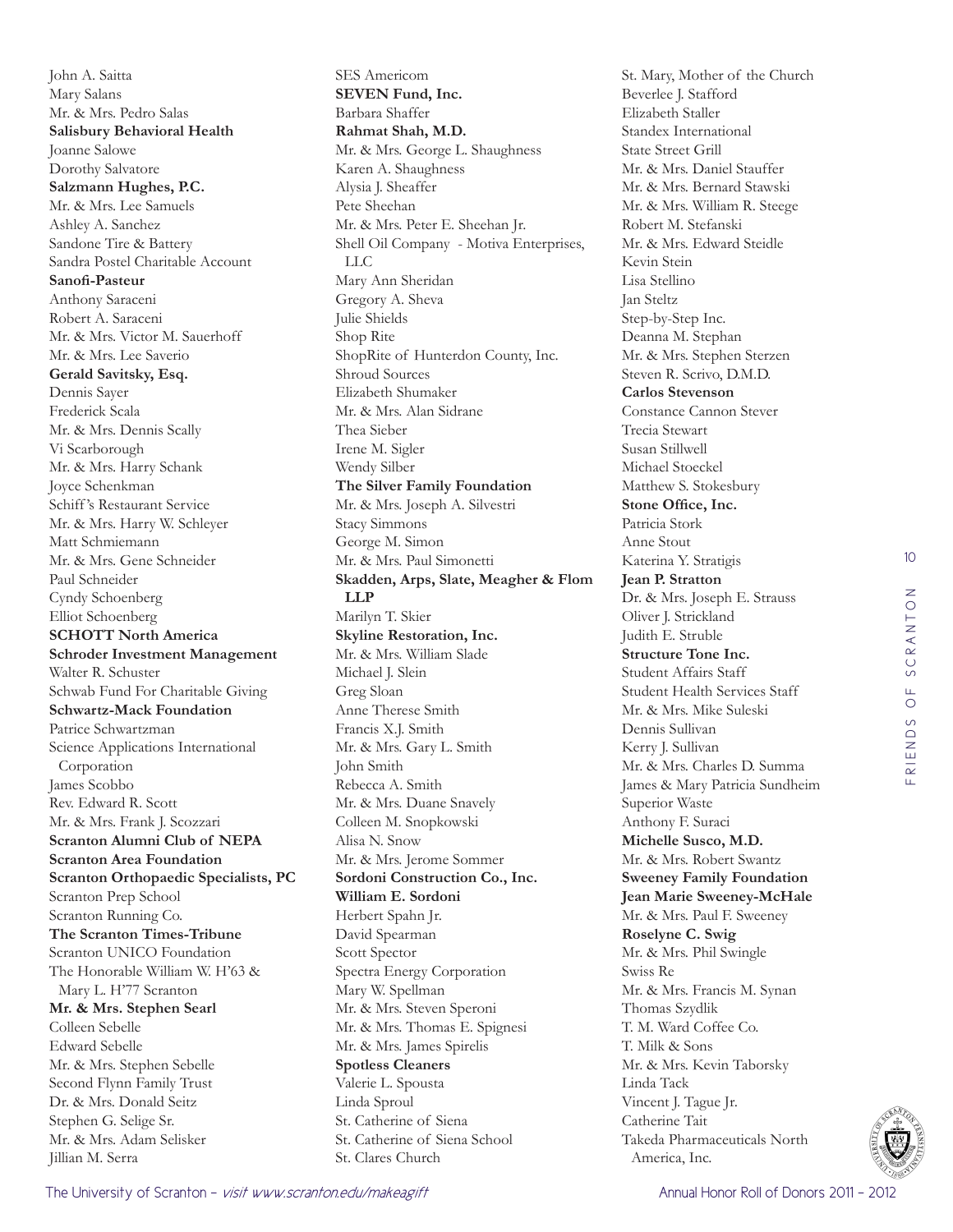John A. Saitta
Mary Salans
Mr. & Mrs. Pedro Salas
**Salisbury Behavioral Health**
Joanne Salowe
Dorothy Salvatore
**Salzmann Hughes, P.C.**
Mr. & Mrs. Lee Samuels
Ashley A. Sanchez
Sandone Tire & Battery
Sandra Postel Charitable Account
**Sanofi-Pasteur**
Anthony Saraceni
Robert A. Saraceni
Mr. & Mrs. Victor M. Sauerhoff
Mr. & Mrs. Lee Saverio
**Gerald Savitsky, Esq.**
Dennis Sayer
Frederick Scala
Mr. & Mrs. Dennis Scally
Vi Scarborough
Mr. & Mrs. Harry Schank
Joyce Schenkman
Schiff's Restaurant Service
Mr. & Mrs. Harry W. Schleyer
Matt Schmiemann
Mr. & Mrs. Gene Schneider
Paul Schneider
Cyndy Schoenberg
Elliot Schoenberg
**SCHOTT North America**
**Schroder Investment Management**
Walter R. Schuster
Schwab Fund For Charitable Giving
**Schwartz-Mack Foundation**
Patrice Schwartzman
Science Applications International Corporation
James Scobbo
Rev. Edward R. Scott
Mr. & Mrs. Frank J. Scozzari
**Scranton Alumni Club of NEPA**
**Scranton Area Foundation**
**Scranton Orthopaedic Specialists, PC**
Scranton Prep School
Scranton Running Co.
**The Scranton Times-Tribune**
Scranton UNICO Foundation
The Honorable William W. H'63 & Mary L. H'77 Scranton
**Mr. & Mrs. Stephen Searl**
Colleen Sebelle
Edward Sebelle
Mr. & Mrs. Stephen Sebelle
Second Flynn Family Trust
Dr. & Mrs. Donald Seitz
Stephen G. Selige Sr.
Mr. & Mrs. Adam Selisker
Jillian M. Serra
SES Americom
**SEVEN Fund, Inc.**
Barbara Shaffer
**Rahmat Shah, M.D.**
Mr. & Mrs. George L. Shaughness
Karen A. Shaughness
Alysia J. Sheaffer
Pete Sheehan
Mr. & Mrs. Peter E. Sheehan Jr.
Shell Oil Company - Motiva Enterprises, LLC
Mary Ann Sheridan
Gregory A. Sheva
Julie Shields
Shop Rite
ShopRite of Hunterdon County, Inc.
Shroud Sources
Elizabeth Shumaker
Mr. & Mrs. Alan Sidrane
Thea Sieber
Irene M. Sigler
Wendy Silber
**The Silver Family Foundation**
Mr. & Mrs. Joseph A. Silvestri
Stacy Simmons
George M. Simon
Mr. & Mrs. Paul Simonetti
**Skadden, Arps, Slate, Meagher & Flom LLP**
Marilyn T. Skier
**Skyline Restoration, Inc.**
Mr. & Mrs. William Slade
Michael J. Slein
Greg Sloan
Anne Therese Smith
Francis X.J. Smith
Mr. & Mrs. Gary L. Smith
John Smith
Rebecca A. Smith
Mr. & Mrs. Duane Snavely
Colleen M. Snopkowski
Alisa N. Snow
Mr. & Mrs. Jerome Sommer
**Sordoni Construction Co., Inc.**
**William E. Sordoni**
Herbert Spahn Jr.
David Spearman
Scott Spector
Spectra Energy Corporation
Mary W. Spellman
Mr. & Mrs. Steven Speroni
Mr. & Mrs. Thomas E. Spignesi
Mr. & Mrs. James Spirelis
**Spotless Cleaners**
Valerie L. Spousta
Linda Sproul
St. Catherine of Siena
St. Catherine of Siena School
St. Clares Church
St. Mary, Mother of the Church
Beverlee J. Stafford
Elizabeth Staller
Standex International
State Street Grill
Mr. & Mrs. Daniel Stauffer
Mr. & Mrs. Bernard Stawski
Mr. & Mrs. William R. Steege
Robert M. Stefanski
Mr. & Mrs. Edward Steidle
Kevin Stein
Lisa Stellino
Jan Steltz
Step-by-Step Inc.
Deanna M. Stephan
Mr. & Mrs. Stephen Sterzen
Steven R. Scrivo, D.M.D.
**Carlos Stevenson**
Constance Cannon Stever
Trecia Stewart
Susan Stillwell
Michael Stoeckel
Matthew S. Stokesbury
**Stone Office, Inc.**
Patricia Stork
Anne Stout
Katerina Y. Stratigis
**Jean P. Stratton**
Dr. & Mrs. Joseph E. Strauss
Oliver J. Strickland
Judith E. Struble
**Structure Tone Inc.**
Student Affairs Staff
Student Health Services Staff
Mr. & Mrs. Mike Suleski
Dennis Sullivan
Kerry J. Sullivan
Mr. & Mrs. Charles D. Summa
James & Mary Patricia Sundheim
Superior Waste
Anthony F. Suraci
**Michelle Susco, M.D.**
Mr. & Mrs. Robert Swantz
**Sweeney Family Foundation**
**Jean Marie Sweeney-McHale**
Mr. & Mrs. Paul F. Sweeney
**Roselyne C. Swig**
Mr. & Mrs. Phil Swingle
Swiss Re
Mr. & Mrs. Francis M. Synan
Thomas Szydlik
T. M. Ward Coffee Co.
T. Milk & Sons
Mr. & Mrs. Kevin Taborsky
Linda Tack
Vincent J. Tague Jr.
Catherine Tait
Takeda Pharmaceuticals North America, Inc.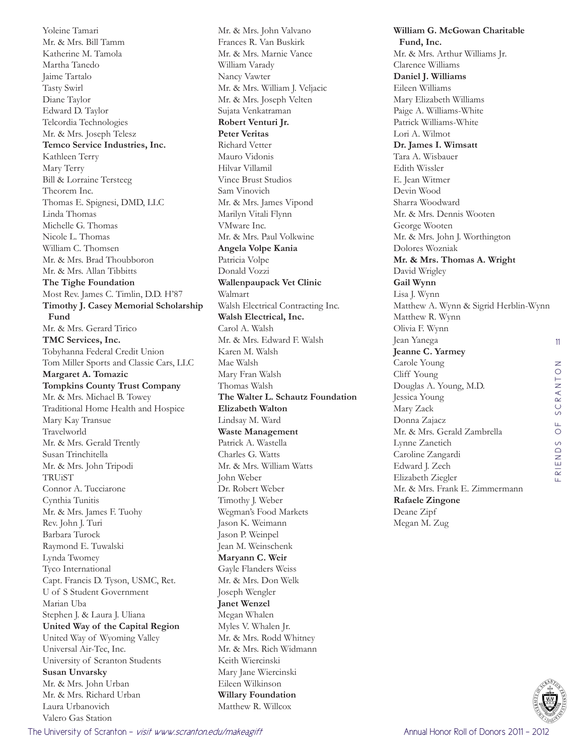Yoleine Tamari
Mr. & Mrs. Bill Tamm
Katherine M. Tamola
Martha Tanedo
Jaime Tartalo
Tasty Swirl
Diane Taylor
Edward D. Taylor
Telcordia Technologies
Mr. & Mrs. Joseph Telesz
**Temco Service Industries, Inc.**
Kathleen Terry
Mary Terry
Bill & Lorraine Tersteeg
Theorem Inc.
Thomas E. Spignesi, DMD, LLC
Linda Thomas
Michelle G. Thomas
Nicole L. Thomas
William C. Thomsen
Mr. & Mrs. Brad Thoubboron
Mr. & Mrs. Allan Tibbitts
**The Tighe Foundation**
Most Rev. James C. Timlin, D.D. H'87
**Timothy J. Casey Memorial Scholarship Fund**
Mr. & Mrs. Gerard Tirico
**TMC Services, Inc.**
Tobyhanna Federal Credit Union
Tom Miller Sports and Classic Cars, LLC
**Margaret A. Tomazic**
**Tompkins County Trust Company**
Mr. & Mrs. Michael B. Towey
Traditional Home Health and Hospice
Mary Kay Transue
Travelworld
Mr. & Mrs. Gerald Trently
Susan Trinchitella
Mr. & Mrs. John Tripodi
TRUiST
Connor A. Tucciarone
Cynthia Tunitis
Mr. & Mrs. James F. Tuohy
Rev. John J. Turi
Barbara Turock
Raymond E. Tuwalski
Lynda Twomey
Tyco International
Capt. Francis D. Tyson, USMC, Ret.
U of S Student Government
Marian Uba
Stephen J. & Laura J. Uliana
**United Way of the Capital Region**
United Way of Wyoming Valley
Universal Air-Tec, Inc.
University of Scranton Students
**Susan Unvarsky**
Mr. & Mrs. John Urban
Mr. & Mrs. Richard Urban
Laura Urbanovich
Valero Gas Station
Mr. & Mrs. John Valvano
Frances R. Van Buskirk
Mr. & Mrs. Marnie Vance
William Varady
Nancy Vawter
Mr. & Mrs. William J. Veljacic
Mr. & Mrs. Joseph Velten
Sujata Venkatraman
**Robert Venturi Jr.**
**Peter Veritas**
Richard Vetter
Mauro Vidonis
Hilvar Villamil
Vince Brust Studios
Sam Vinovich
Mr. & Mrs. James Vipond
Marilyn Vitali Flynn
VMware Inc.
Mr. & Mrs. Paul Volkwine
**Angela Volpe Kania**
Patricia Volpe
Donald Vozzi
**Wallenpaupack Vet Clinic**
Walmart
Walsh Electrical Contracting Inc.
**Walsh Electrical, Inc.**
Carol A. Walsh
Mr. & Mrs. Edward F. Walsh
Karen M. Walsh
Mae Walsh
Mary Fran Walsh
Thomas Walsh
**The Walter L. Schautz Foundation**
**Elizabeth Walton**
Lindsay M. Ward
**Waste Management**
Patrick A. Wastella
Charles G. Watts
Mr. & Mrs. William Watts
John Weber
Dr. Robert Weber
Timothy J. Weber
Wegman's Food Markets
Jason K. Weimann
Jason P. Weinpel
Jean M. Weinschenk
**Maryann C. Weir**
Gayle Flanders Weiss
Mr. & Mrs. Don Welk
Joseph Wengler
**Janet Wenzel**
Megan Whalen
Myles V. Whalen Jr.
Mr. & Mrs. Rodd Whitney
Mr. & Mrs. Rich Widmann
Keith Wiercinski
Mary Jane Wiercinski
Eileen Wilkinson
**Willary Foundation**
Matthew R. Willcox
**William G. McGowan Charitable Fund, Inc.**
Mr. & Mrs. Arthur Williams Jr.
Clarence Williams
**Daniel J. Williams**
Eileen Williams
Mary Elizabeth Williams
Paige A. Williams-White
Patrick Williams-White
Lori A. Wilmot
**Dr. James I. Wimsatt**
Tara A. Wisbauer
Edith Wissler
E. Jean Witmer
Devin Wood
Sharra Woodward
Mr. & Mrs. Dennis Wooten
George Wooten
Mr. & Mrs. John J. Worthington
Dolores Wozniak
**Mr. & Mrs. Thomas A. Wright**
David Wrigley
**Gail Wynn**
Lisa J. Wynn
Matthew A. Wynn & Sigrid Herblin-Wynn
Matthew R. Wynn
Olivia F. Wynn
Jean Yanega
**Jeanne C. Yarmey**
Carole Young
Cliff Young
Douglas A. Young, M.D.
Jessica Young
Mary Zack
Donna Zajacz
Mr. & Mrs. Gerald Zambrella
Lynne Zanetich
Caroline Zangardi
Edward J. Zech
Elizabeth Ziegler
Mr. & Mrs. Frank E. Zimmermann
**Rafaele Zingone**
Deane Zipf
Megan M. Zug